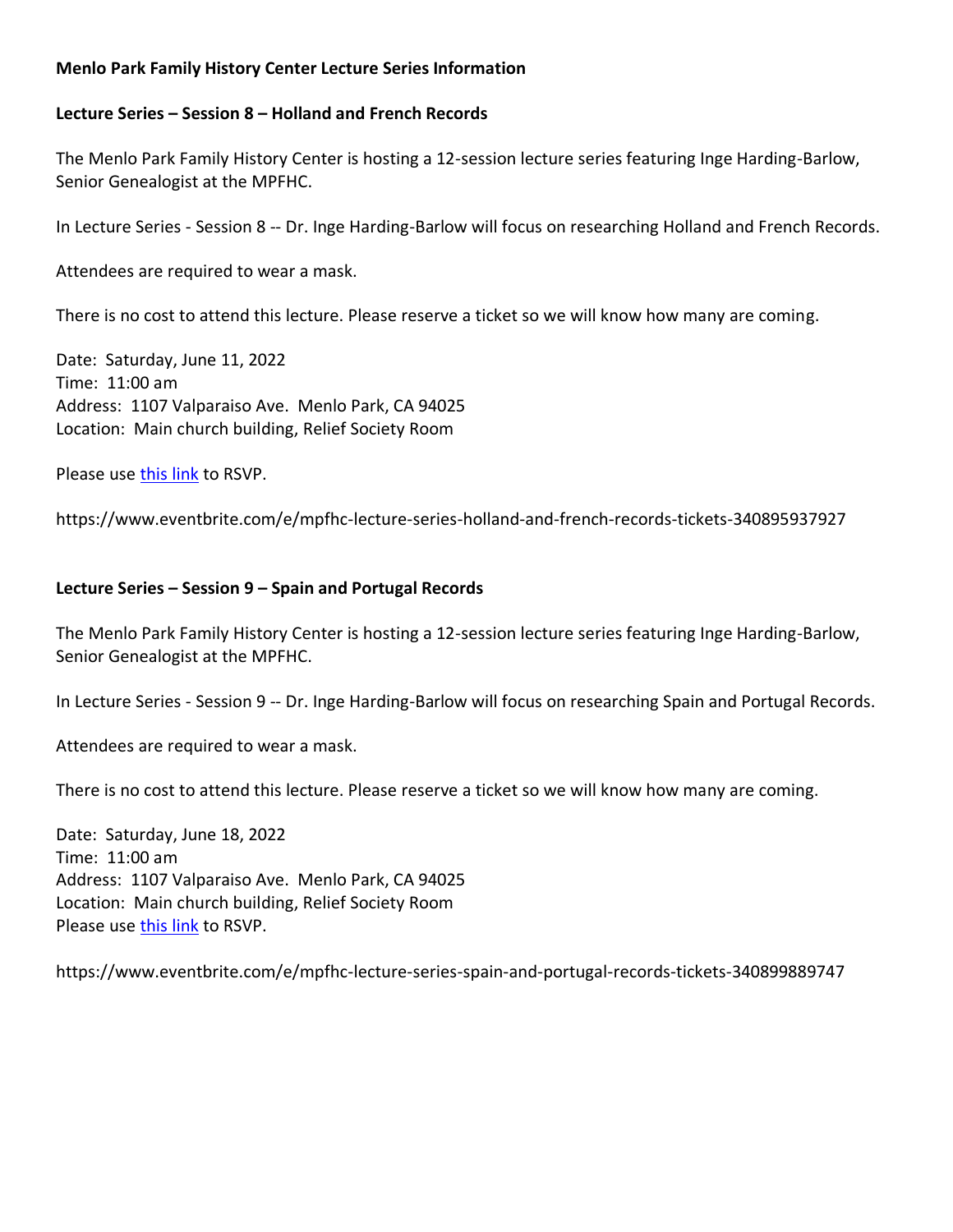**Menlo Park Family History Center Lecture Series Information**

**Lecture Series – Session 8 – Holland and French Records**

The Menlo Park Family History Center is hosting a 12-session lecture series featuring Inge Harding-Barlow, Senior Genealogist at the MPFHC.

In Lecture Series - Session 8 -- Dr. Inge Harding-Barlow will focus on researching Holland and French Records.

Attendees are required to wear a mask.

There is no cost to attend this lecture. Please reserve a ticket so we will know how many are coming.

Date: Saturday, June 11, 2022
Time: 11:00 am
Address: 1107 Valparaiso Ave. Menlo Park, CA 94025
Location: Main church building, Relief Society Room

Please use [this link](https://www.eventbrite.com/e/mpfhc-lecture-series-holland-and-french-records-tickets-340895937927) to RSVP.

https://www.eventbrite.com/e/mpfhc-lecture-series-holland-and-french-records-tickets-340895937927

**Lecture Series – Session 9 – Spain and Portugal Records**

The Menlo Park Family History Center is hosting a 12-session lecture series featuring Inge Harding-Barlow, Senior Genealogist at the MPFHC.

In Lecture Series - Session 9 -- Dr. Inge Harding-Barlow will focus on researching Spain and Portugal Records.

Attendees are required to wear a mask.

There is no cost to attend this lecture. Please reserve a ticket so we will know how many are coming.

Date: Saturday, June 18, 2022
Time: 11:00 am
Address: 1107 Valparaiso Ave. Menlo Park, CA 94025
Location: Main church building, Relief Society Room
Please use [this link](https://www.eventbrite.com/e/mpfhc-lecture-series-spain-and-portugal-records-tickets-340899889747) to RSVP.

https://www.eventbrite.com/e/mpfhc-lecture-series-spain-and-portugal-records-tickets-340899889747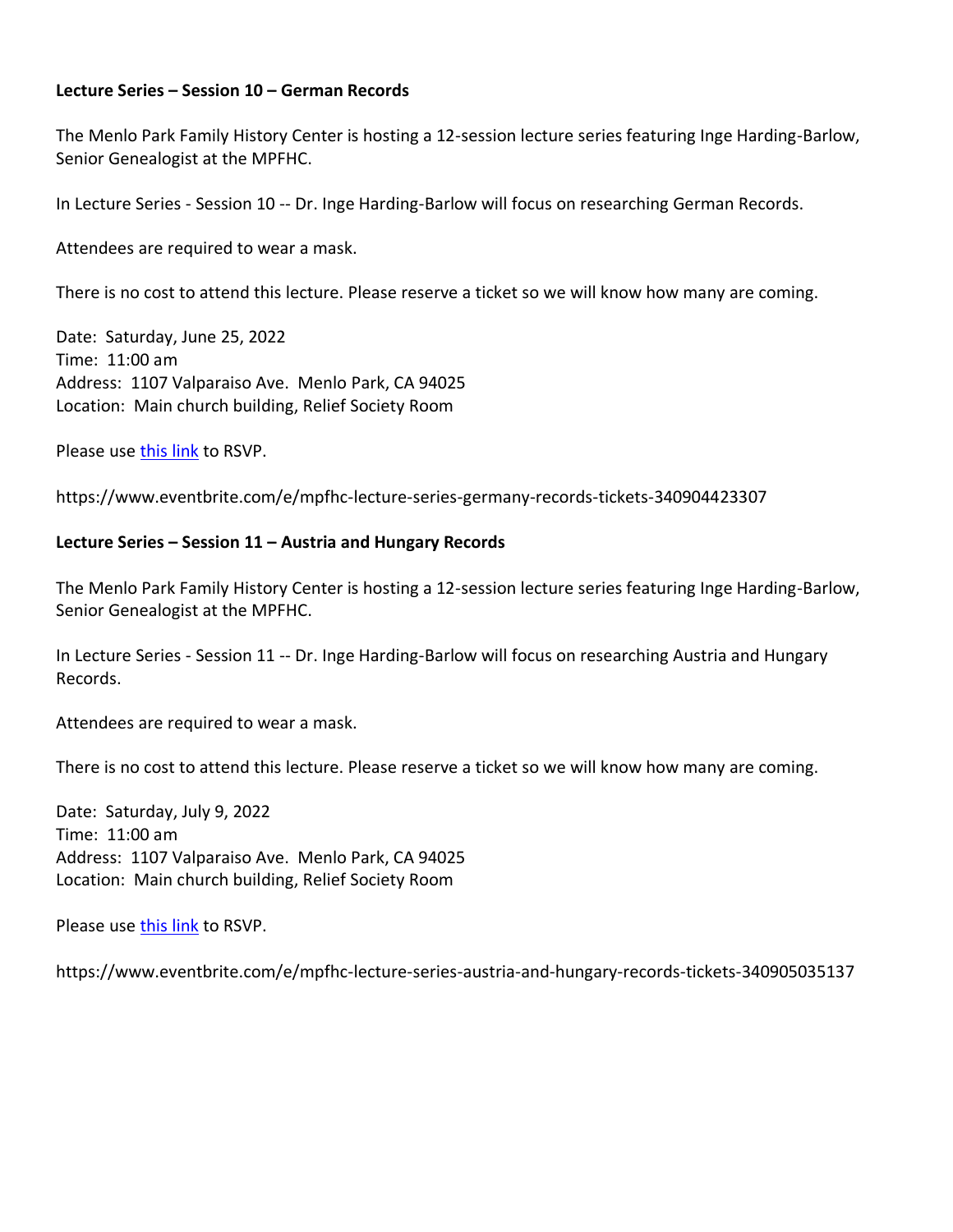**Lecture Series – Session 10 – German Records**

The Menlo Park Family History Center is hosting a 12-session lecture series featuring Inge Harding-Barlow, Senior Genealogist at the MPFHC.

In Lecture Series - Session 10 -- Dr. Inge Harding-Barlow will focus on researching German Records.

Attendees are required to wear a mask.

There is no cost to attend this lecture. Please reserve a ticket so we will know how many are coming.

Date: Saturday, June 25, 2022
Time: 11:00 am
Address: 1107 Valparaiso Ave. Menlo Park, CA 94025
Location: Main church building, Relief Society Room

Please use this link to RSVP.

https://www.eventbrite.com/e/mpfhc-lecture-series-germany-records-tickets-340904423307

**Lecture Series – Session 11 – Austria and Hungary Records**

The Menlo Park Family History Center is hosting a 12-session lecture series featuring Inge Harding-Barlow, Senior Genealogist at the MPFHC.

In Lecture Series - Session 11 -- Dr. Inge Harding-Barlow will focus on researching Austria and Hungary Records.

Attendees are required to wear a mask.

There is no cost to attend this lecture. Please reserve a ticket so we will know how many are coming.

Date: Saturday, July 9, 2022
Time: 11:00 am
Address: 1107 Valparaiso Ave. Menlo Park, CA 94025
Location: Main church building, Relief Society Room

Please use this link to RSVP.

https://www.eventbrite.com/e/mpfhc-lecture-series-austria-and-hungary-records-tickets-340905035137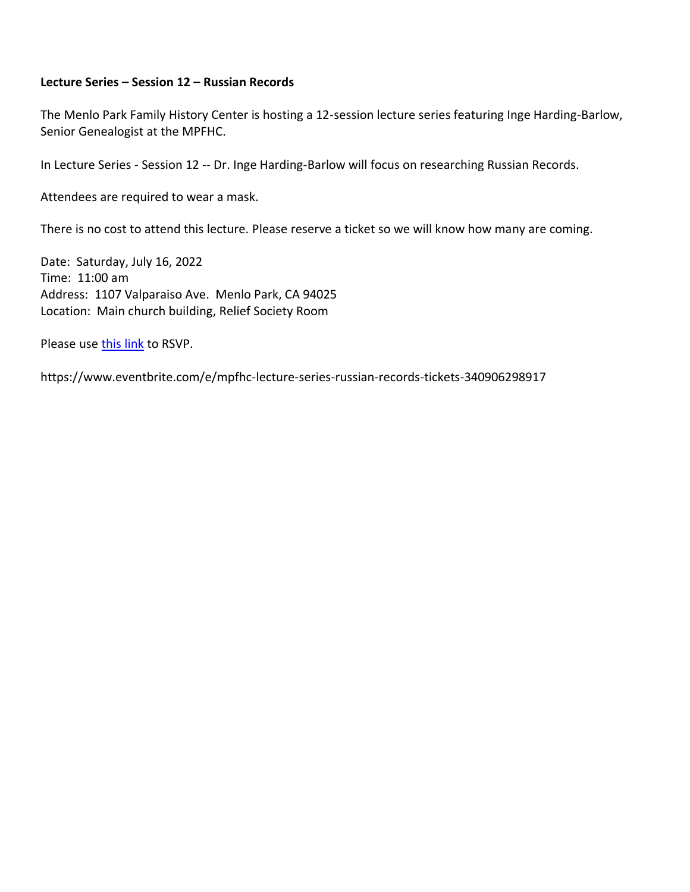**Lecture Series – Session 12 – Russian Records**

The Menlo Park Family History Center is hosting a 12-session lecture series featuring Inge Harding-Barlow, Senior Genealogist at the MPFHC.

In Lecture Series - Session 12 -- Dr. Inge Harding-Barlow will focus on researching Russian Records.

Attendees are required to wear a mask.

There is no cost to attend this lecture. Please reserve a ticket so we will know how many are coming.

Date: Saturday, July 16, 2022
Time: 11:00 am
Address: 1107 Valparaiso Ave. Menlo Park, CA 94025
Location: Main church building, Relief Society Room

Please use [this link](https://www.eventbrite.com/e/mpfhc-lecture-series-russian-records-tickets-340906298917) to RSVP.

https://www.eventbrite.com/e/mpfhc-lecture-series-russian-records-tickets-340906298917